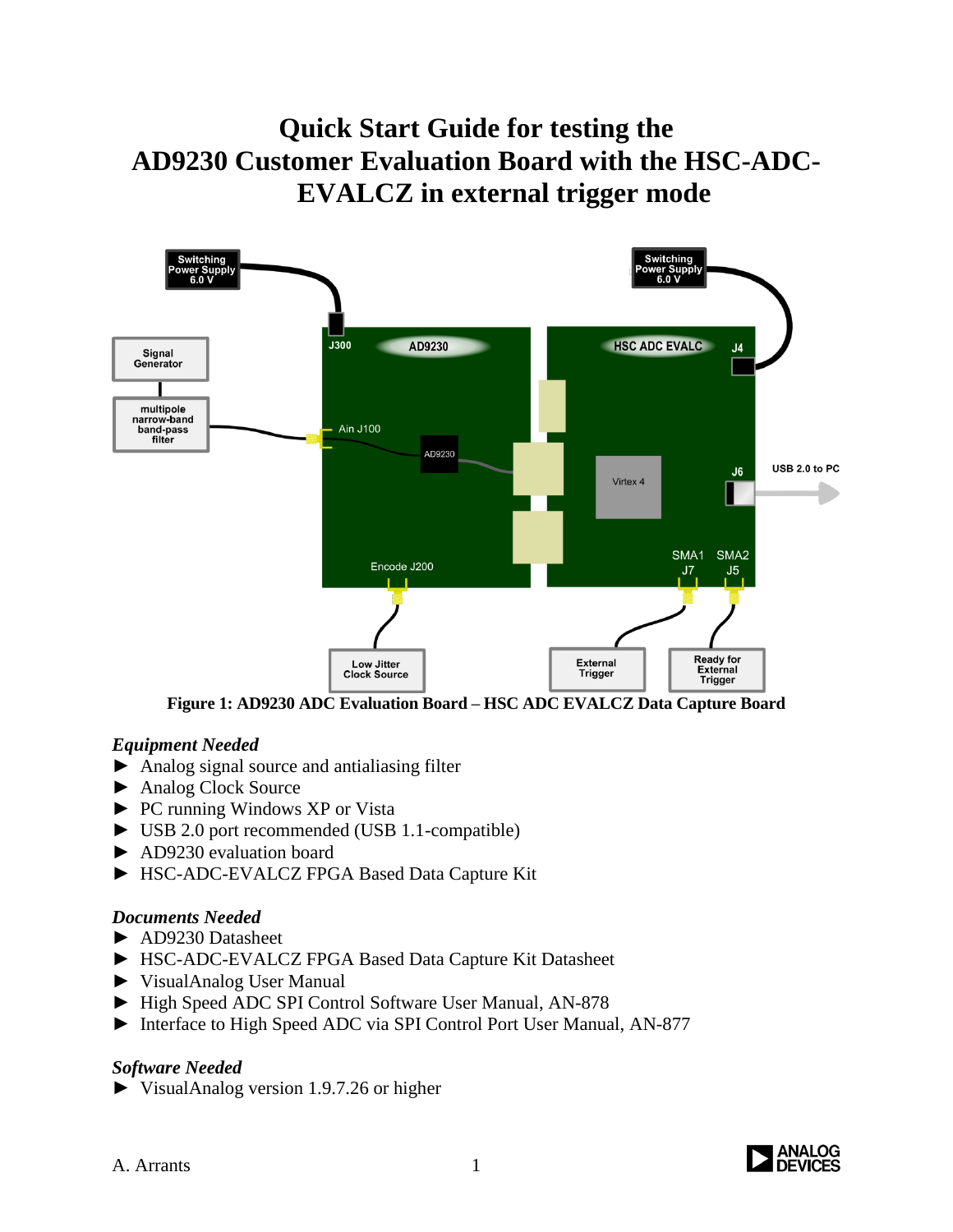# Quick Start Guide for testing the AD9230 Customer Evaluation Board with the HSC-ADC-EVALCZ in external trigger mode

Figure 1: AD9230 ADC Evaluation Board – HSC ADC EVALCZ Data Capture Board

### *Equipment Needed*

- ► Analog signal source and antialiasing filter
- ► Analog Clock Source
- ► PC running Windows XP or Vista
- ► USB 2.0 port recommended (USB 1.1-compatible)
- ► AD9230 evaluation board
- ► HSC-ADC-EVALCZ FPGA Based Data Capture Kit

### *Documents Needed*

- ► AD9230 Datasheet
- ► HSC-ADC-EVALCZ FPGA Based Data Capture Kit Datasheet
- ► VisualAnalog User Manual
- ► High Speed ADC SPI Control Software User Manual, AN-878
- ► Interface to High Speed ADC via SPI Control Port User Manual, AN-877

### *Software Needed*

- ► VisualAnalog version 1.9.7.26 or higher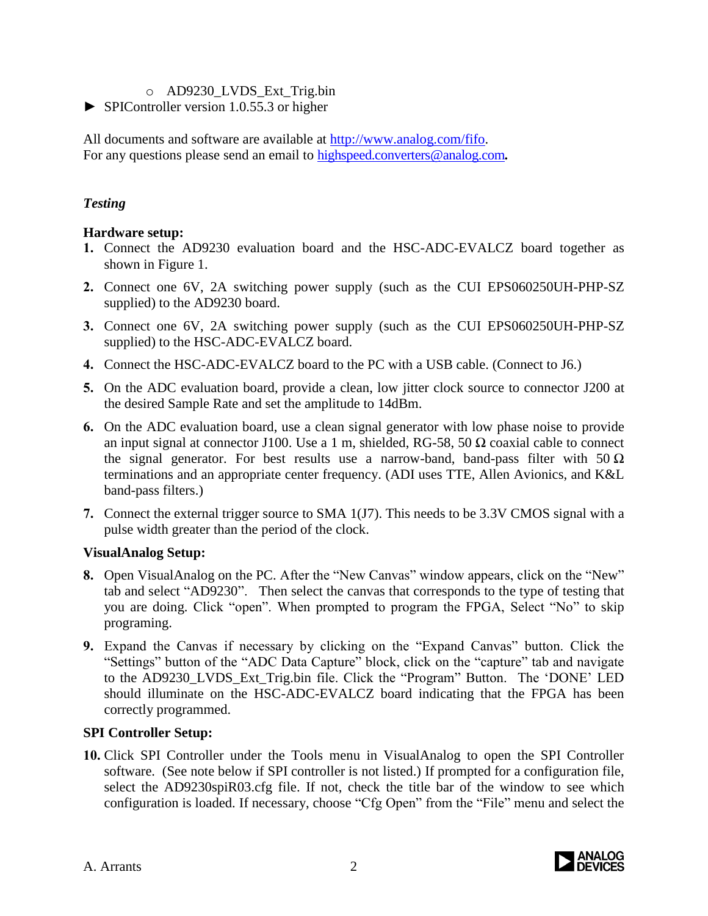- AD9230_LVDS_Ext_Trig.bin
- ► SPIController version 1.0.55.3 or higher

All documents and software are available at http://www.analog.com/fifo.
For any questions please send an email to highspeed.converters@analog.com.

### *Testing*

**Hardware setup:**

1. Connect the AD9230 evaluation board and the HSC-ADC-EVALCZ board together as shown in Figure 1.
2. Connect one 6V, 2A switching power supply (such as the CUI EPS060250UH-PHP-SZ supplied) to the AD9230 board.
3. Connect one 6V, 2A switching power supply (such as the CUI EPS060250UH-PHP-SZ supplied) to the HSC-ADC-EVALCZ board.
4. Connect the HSC-ADC-EVALCZ board to the PC with a USB cable. (Connect to J6.)
5. On the ADC evaluation board, provide a clean, low jitter clock source to connector J200 at the desired Sample Rate and set the amplitude to 14dBm.
6. On the ADC evaluation board, use a clean signal generator with low phase noise to provide an input signal at connector J100. Use a 1 m, shielded, RG-58, 50 Ω coaxial cable to connect the signal generator. For best results use a narrow-band, band-pass filter with 50 Ω terminations and an appropriate center frequency. (ADI uses TTE, Allen Avionics, and K&L band-pass filters.)
7. Connect the external trigger source to SMA 1(J7). This needs to be 3.3V CMOS signal with a pulse width greater than the period of the clock.

**VisualAnalog Setup:**

8. Open VisualAnalog on the PC. After the "New Canvas" window appears, click on the "New" tab and select "AD9230". Then select the canvas that corresponds to the type of testing that you are doing. Click "open". When prompted to program the FPGA, Select "No" to skip programing.
9. Expand the Canvas if necessary by clicking on the "Expand Canvas" button. Click the "Settings" button of the "ADC Data Capture" block, click on the "capture" tab and navigate to the AD9230_LVDS_Ext_Trig.bin file. Click the "Program" Button. The 'DONE' LED should illuminate on the HSC-ADC-EVALCZ board indicating that the FPGA has been correctly programmed.

**SPI Controller Setup:**

10. Click SPI Controller under the Tools menu in VisualAnalog to open the SPI Controller software. (See note below if SPI controller is not listed.) If prompted for a configuration file, select the AD9230spiR03.cfg file. If not, check the title bar of the window to see which configuration is loaded. If necessary, choose "Cfg Open" from the "File" menu and select the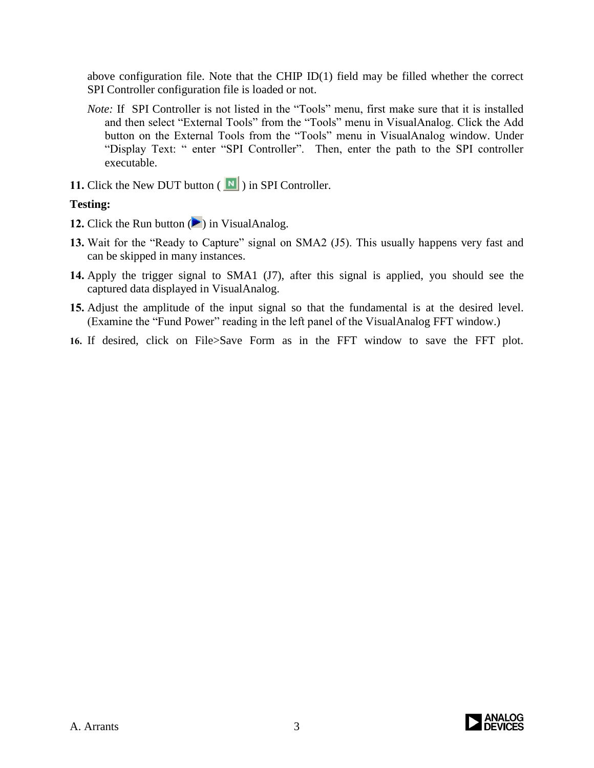above configuration file. Note that the CHIP ID(1) field may be filled whether the correct SPI Controller configuration file is loaded or not.

*Note:* If SPI Controller is not listed in the "Tools" menu, first make sure that it is installed and then select "External Tools" from the "Tools" menu in VisualAnalog. Click the Add button on the External Tools from the "Tools" menu in VisualAnalog window. Under "Display Text: " enter "SPI Controller". Then, enter the path to the SPI controller executable.

**11.** Click the New DUT button ( N ) in SPI Controller.

**Testing:**

**12.** Click the Run button ( ) in VisualAnalog.

**13.** Wait for the "Ready to Capture" signal on SMA2 (J5). This usually happens very fast and can be skipped in many instances.

**14.** Apply the trigger signal to SMA1 (J7), after this signal is applied, you should see the captured data displayed in VisualAnalog.

**15.** Adjust the amplitude of the input signal so that the fundamental is at the desired level. (Examine the "Fund Power" reading in the left panel of the VisualAnalog FFT window.)

**16.** If desired, click on File>Save Form as in the FFT window to save the FFT plot.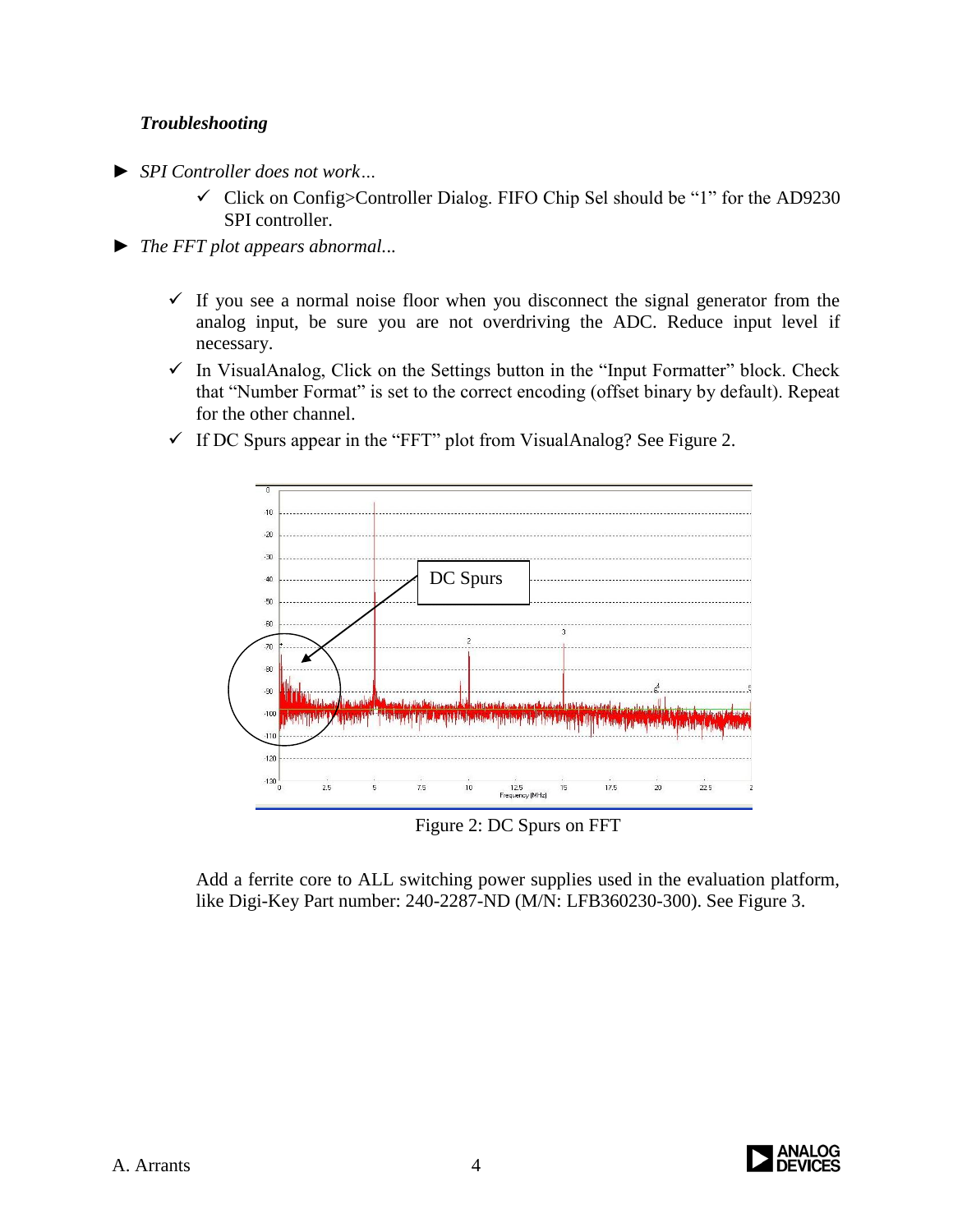### *Troubleshooting*

- ► *SPI Controller does not work…*
  - ✓ Click on Config>Controller Dialog. FIFO Chip Sel should be "1" for the AD9230 SPI controller.
- ► *The FFT plot appears abnormal...*
  - ✓ If you see a normal noise floor when you disconnect the signal generator from the analog input, be sure you are not overdriving the ADC. Reduce input level if necessary.
  - ✓ In VisualAnalog, Click on the Settings button in the "Input Formatter" block. Check that "Number Format" is set to the correct encoding (offset binary by default). Repeat for the other channel.
  - ✓ If DC Spurs appear in the "FFT" plot from VisualAnalog? See Figure 2.

Figure 2: DC Spurs on FFT

Add a ferrite core to ALL switching power supplies used in the evaluation platform, like Digi-Key Part number: 240-2287-ND (M/N: LFB360230-300). See Figure 3.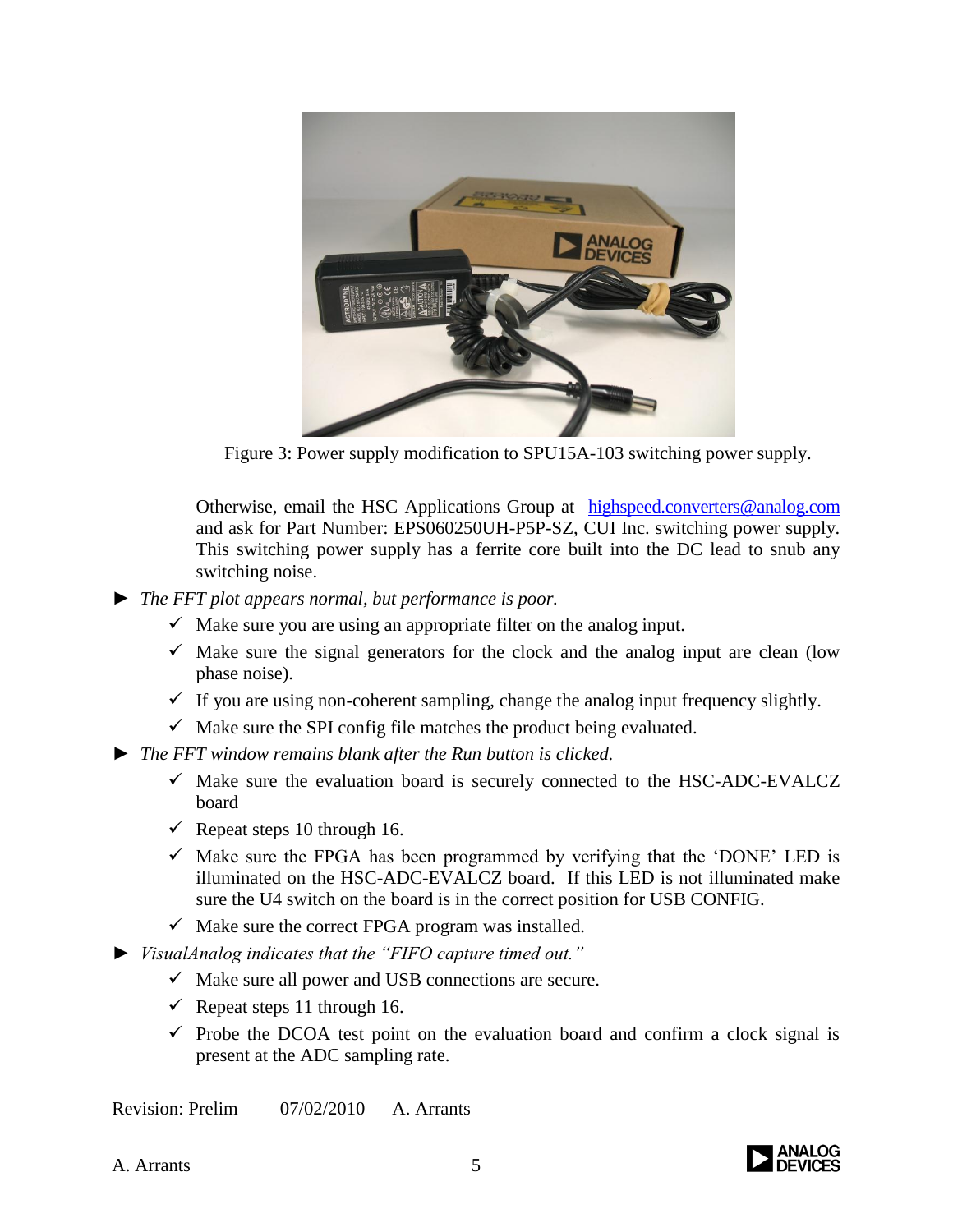Figure 3: Power supply modification to SPU15A-103 switching power supply.

Otherwise, email the HSC Applications Group at highspeed.converters@analog.com and ask for Part Number: EPS060250UH-P5P-SZ, CUI Inc. switching power supply. This switching power supply has a ferrite core built into the DC lead to snub any switching noise.

- ► *The FFT plot appears normal, but performance is poor.*
  - ✓ Make sure you are using an appropriate filter on the analog input.
  - ✓ Make sure the signal generators for the clock and the analog input are clean (low phase noise).
  - ✓ If you are using non-coherent sampling, change the analog input frequency slightly.
  - ✓ Make sure the SPI config file matches the product being evaluated.
- ► *The FFT window remains blank after the Run button is clicked.*
  - ✓ Make sure the evaluation board is securely connected to the HSC-ADC-EVALCZ board
  - ✓ Repeat steps 10 through 16.
  - ✓ Make sure the FPGA has been programmed by verifying that the 'DONE' LED is illuminated on the HSC-ADC-EVALCZ board. If this LED is not illuminated make sure the U4 switch on the board is in the correct position for USB CONFIG.
  - ✓ Make sure the correct FPGA program was installed.
- ► *VisualAnalog indicates that the "FIFO capture timed out."*
  - ✓ Make sure all power and USB connections are secure.
  - ✓ Repeat steps 11 through 16.
  - ✓ Probe the DCOA test point on the evaluation board and confirm a clock signal is present at the ADC sampling rate.

Revision: Prelim 07/02/2010 A. Arrants